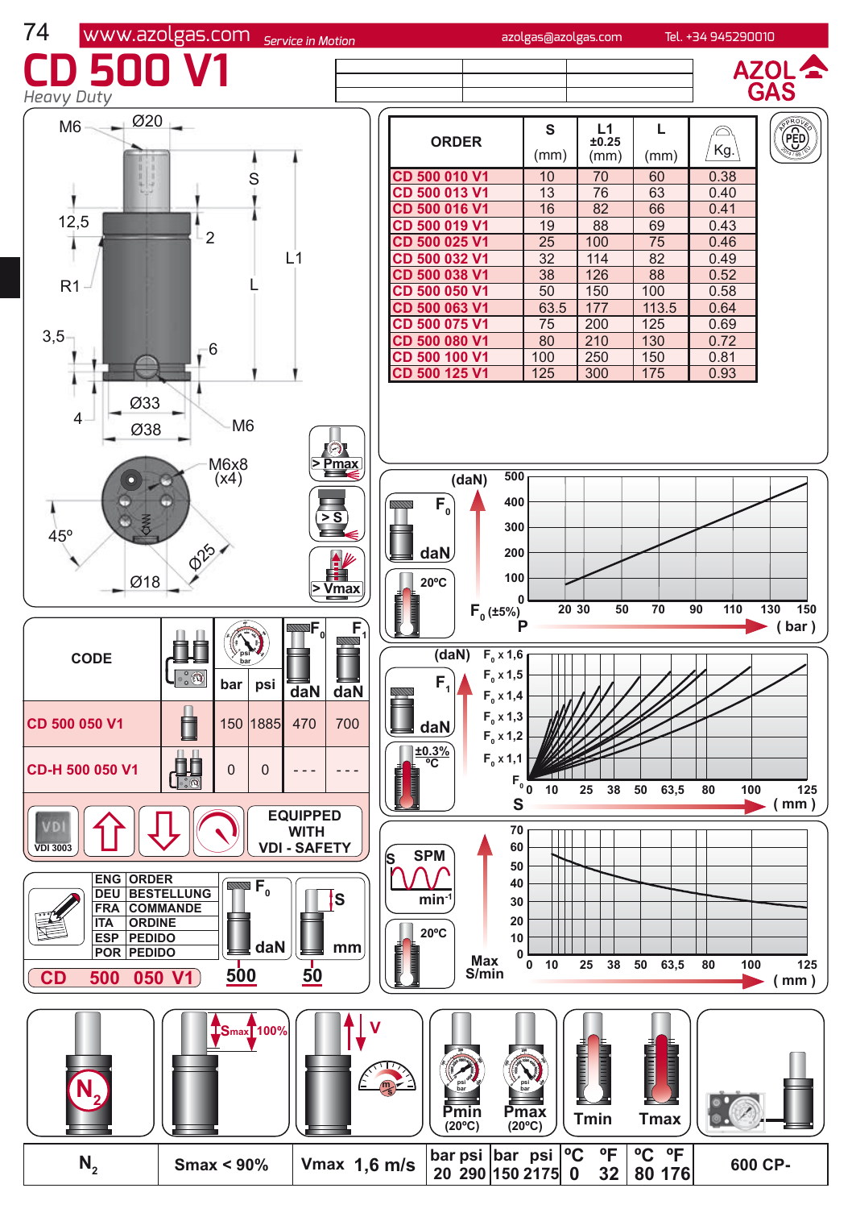# CD 500 V1

*Heavy Duty*

AZOL GAS

| ORDER | S (mm) | L1 ±0.25 (mm) | L (mm) | Kg. |
|---|---|---|---|---|
| CD 500 010 V1 | 10 | 70 | 60 | 0.38 |
| CD 500 013 V1 | 13 | 76 | 63 | 0.40 |
| CD 500 016 V1 | 16 | 82 | 66 | 0.41 |
| CD 500 019 V1 | 19 | 88 | 69 | 0.43 |
| CD 500 025 V1 | 25 | 100 | 75 | 0.46 |
| CD 500 032 V1 | 32 | 114 | 82 | 0.49 |
| CD 500 038 V1 | 38 | 126 | 88 | 0.52 |
| CD 500 050 V1 | 50 | 150 | 100 | 0.58 |
| CD 500 063 V1 | 63.5 | 177 | 113.5 | 0.64 |
| CD 500 075 V1 | 75 | 200 | 125 | 0.69 |
| CD 500 080 V1 | 80 | 210 | 130 | 0.72 |
| CD 500 100 V1 | 100 | 250 | 150 | 0.81 |
| CD 500 125 V1 | 125 | 300 | 175 | 0.93 |

Dimensions: M6, Ø20, S, 12,5, 2, L1, L, R1, 3,5, 6, Ø33, 4, Ø38, M6, M6x8 (x4), 45º, Ø25, Ø18

> Pmax, > S, > Vmax

| CODE | | bar | psi | $F_0$ daN | $F_1$ daN |
|---|---|---|---|---|---|
| CD 500 050 V1 | | 150 | 1885 | 470 | 700 |
| CD-H 500 050 V1 | | 0 | 0 | - - - | - - - |

VDI 3003 — EQUIPPED WITH VDI - SAFETY

| ENG | ORDER |
|---|---|
| DEU | BESTELLUNG |
| FRA | COMMANDE |
| ITA | ORDINE |
| ESP | PEDIDO |
| POR | PEDIDO |

CD 500 050 V1 — $F_0$ daN: 500 — S mm: 50

Chart: $F_0$ (daN) vs P (bar), 20°C, $F_0$ (±5%). P: 20, 30, 50, 70, 90, 110, 130, 150. daN: 0–500.

Chart: $F_1$ (daN) vs S (mm), ±0.3% /°C. Curves $F_0$ x 1,1; x 1,2; x 1,3; x 1,4; x 1,5; x 1,6. S: 0, 10, 25, 38, 50, 63,5, 80, 100, 125.

Chart: SPM (min⁻¹), 20°C, Max S/min vs S (mm). 0–70; S: 0, 10, 25, 38, 50, 63,5, 80, 100, 125.

| $N_2$ | Smax < 90% | Vmax 1,6 m/s | Pmin (20ºC): bar 20, psi 290 | Pmax (20ºC): bar 150, psi 2175 | Tmin: ºC 0, ºF 32 | Tmax: ºC 80, ºF 176 | 600 CP- |
|---|---|---|---|---|---|---|---|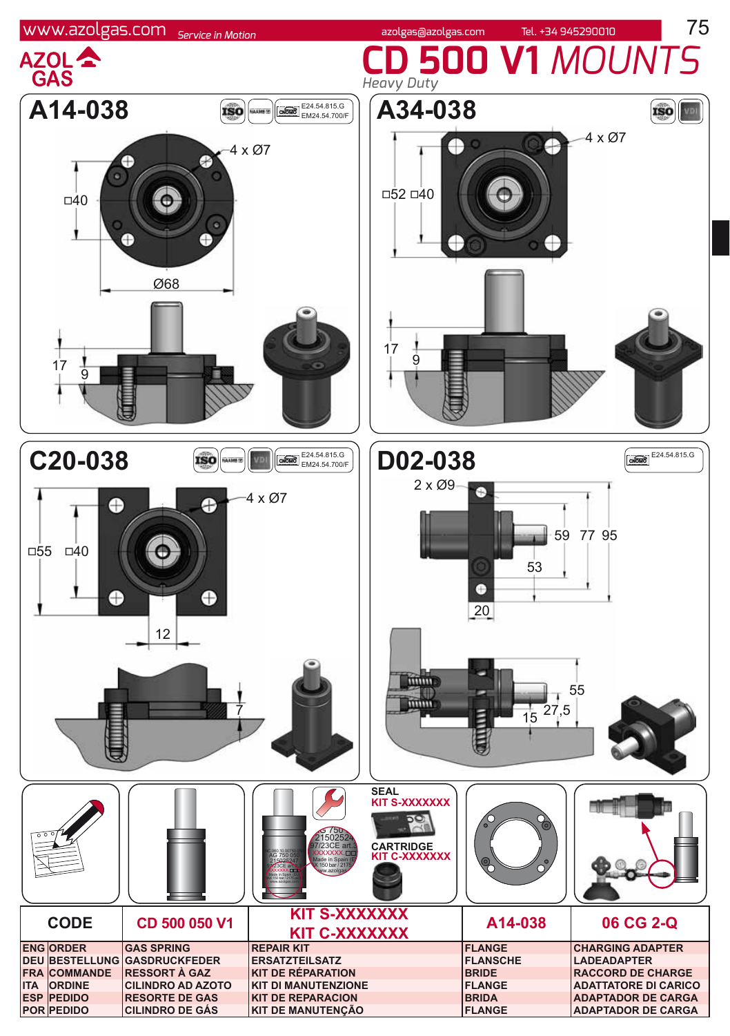www.azolgas.com *Service in Motion* azolgas@azolgas.com Tel. +34 945290010

# CD 500 V1 *MOUNTS*

Heavy Duty

## A14-038

E24.54.815.G
EM24.54.700/F

4 x Ø7

□40

Ø68

17

9

## A34-038

4 x Ø7

□52 □40

17

9

## C20-038

E24.54.815.G
EM24.54.700/F

4 x Ø7

□55 □40

12

7

## D02-038

E24.54.815.G

2 x Ø9

59 77 95

53

20

55

15 27,5

SEAL
KIT S-XXXXXXX

CARTRIDGE
KIT C-XXXXXXX

| CODE | CD 500 050 V1 | KIT S-XXXXXXX KIT C-XXXXXXX | A14-038 | 06 CG 2-Q |
|---|---|---|---|---|
| ENG ORDER | GAS SPRING | REPAIR KIT | FLANGE | CHARGING ADAPTER |
| DEU BESTELLUNG | GASDRUCKFEDER | ERSATZTEILSATZ | FLANSCHE | LADEADAPTER |
| FRA COMMANDE | RESSORT À GAZ | KIT DE RÉPARATION | BRIDE | RACCORD DE CHARGE |
| ITA ORDINE | CILINDRO AD AZOTO | KIT DI MANUTENZIONE | FLANGE | ADATTATORE DI CARICO |
| ESP PEDIDO | RESORTE DE GAS | KIT DE REPARACION | BRIDA | ADAPTADOR DE CARGA |
| POR PEDIDO | CILINDRO DE GÁS | KIT DE MANUTENÇÃO | FLANGE | ADAPTADOR DE CARGA |